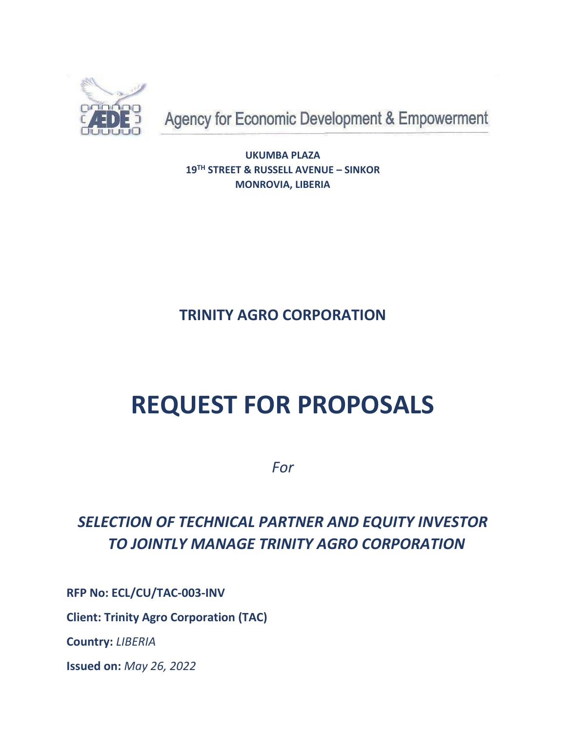Agency for Economic Development & Empowerment

**UKUMBA PLAZA**
**19TH STREET & RUSSELL AVENUE – SINKOR**
**MONROVIA, LIBERIA**

## TRINITY AGRO CORPORATION

# REQUEST FOR PROPOSALS

*For*

## *SELECTION OF TECHNICAL PARTNER AND EQUITY INVESTOR TO JOINTLY MANAGE TRINITY AGRO CORPORATION*

**RFP No: ECL/CU/TAC-003-INV**

**Client: Trinity Agro Corporation (TAC)**

**Country:** *LIBERIA*

**Issued on:** *May 26, 2022*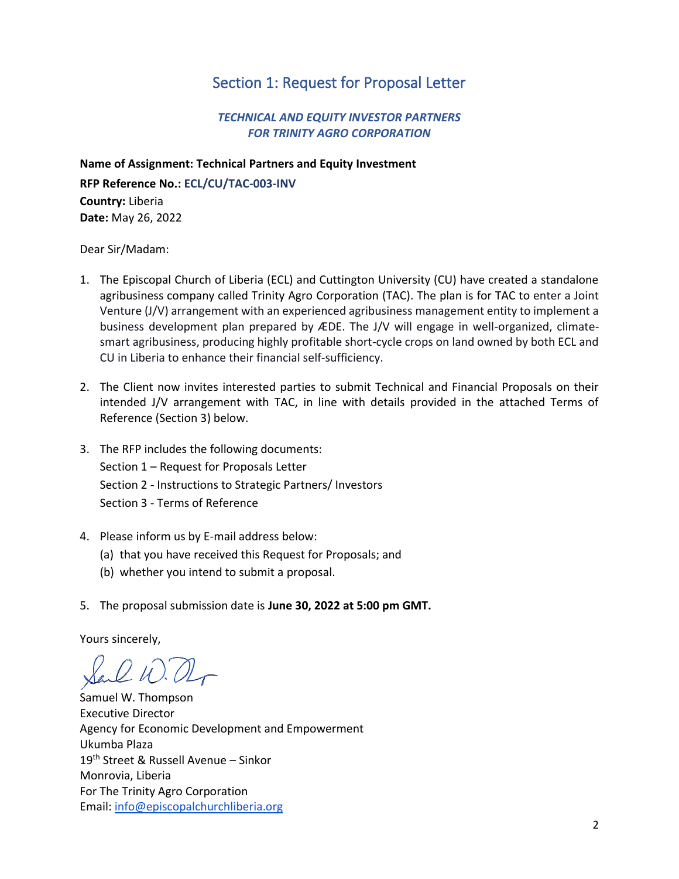# Section 1: Request for Proposal Letter

***TECHNICAL AND EQUITY INVESTOR PARTNERS FOR TRINITY AGRO CORPORATION***

**Name of Assignment: Technical Partners and Equity Investment**

**RFP Reference No.: ECL/CU/TAC-003-INV**

**Country:** Liberia

**Date:** May 26, 2022

Dear Sir/Madam:

1. The Episcopal Church of Liberia (ECL) and Cuttington University (CU) have created a standalone agribusiness company called Trinity Agro Corporation (TAC). The plan is for TAC to enter a Joint Venture (J/V) arrangement with an experienced agribusiness management entity to implement a business development plan prepared by ÆDE. The J/V will engage in well-organized, climate-smart agribusiness, producing highly profitable short-cycle crops on land owned by both ECL and CU in Liberia to enhance their financial self-sufficiency.

2. The Client now invites interested parties to submit Technical and Financial Proposals on their intended J/V arrangement with TAC, in line with details provided in the attached Terms of Reference (Section 3) below.

3. The RFP includes the following documents:
   Section 1 – Request for Proposals Letter
   Section 2 - Instructions to Strategic Partners/ Investors
   Section 3 - Terms of Reference

4. Please inform us by E-mail address below:
   (a) that you have received this Request for Proposals; and
   (b) whether you intend to submit a proposal.

5. The proposal submission date is **June 30, 2022 at 5:00 pm GMT.**

Yours sincerely,

Samuel W. Thompson
Executive Director
Agency for Economic Development and Empowerment
Ukumba Plaza
19th Street & Russell Avenue – Sinkor
Monrovia, Liberia
For The Trinity Agro Corporation
Email: info@episcopalchurchliberia.org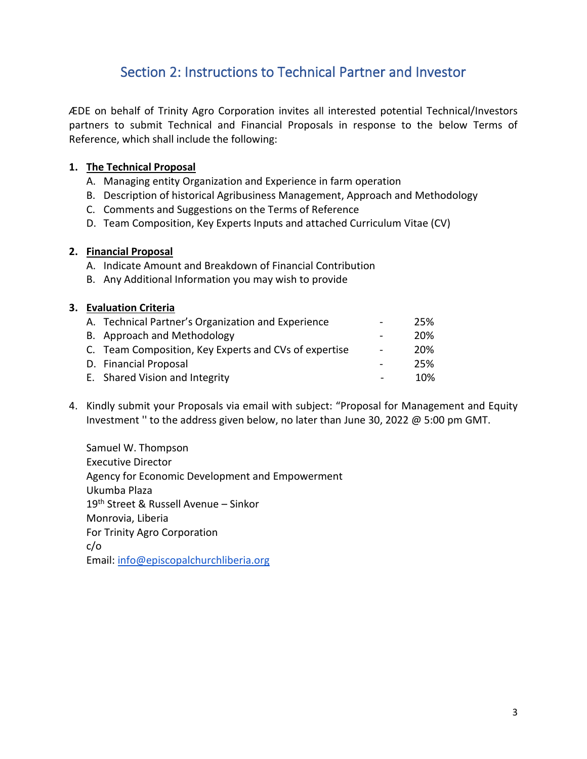## Section 2: Instructions to Technical Partner and Investor

ÆDE on behalf of Trinity Agro Corporation invites all interested potential Technical/Investors partners to submit Technical and Financial Proposals in response to the below Terms of Reference, which shall include the following:

1. **The Technical Proposal**
   A. Managing entity Organization and Experience in farm operation
   B. Description of historical Agribusiness Management, Approach and Methodology
   C. Comments and Suggestions on the Terms of Reference
   D. Team Composition, Key Experts Inputs and attached Curriculum Vitae (CV)

2. **Financial Proposal**
   A. Indicate Amount and Breakdown of Financial Contribution
   B. Any Additional Information you may wish to provide

3. **Evaluation Criteria**
   A. Technical Partner's Organization and Experience - 25%
   B. Approach and Methodology - 20%
   C. Team Composition, Key Experts and CVs of expertise - 20%
   D. Financial Proposal - 25%
   E. Shared Vision and Integrity - 10%

4. Kindly submit your Proposals via email with subject: "Proposal for Management and Equity Investment '' to the address given below, no later than June 30, 2022 @ 5:00 pm GMT.

   Samuel W. Thompson
   Executive Director
   Agency for Economic Development and Empowerment
   Ukumba Plaza
   19th Street & Russell Avenue – Sinkor
   Monrovia, Liberia
   For Trinity Agro Corporation
   c/o
   Email: info@episcopalchurchliberia.org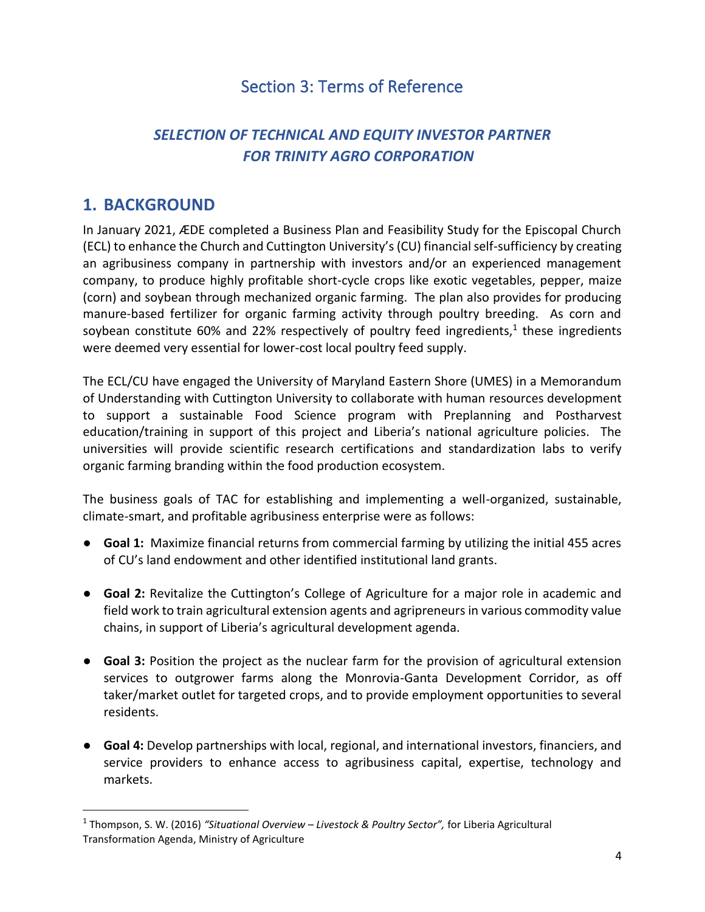# Section 3: Terms of Reference

## *SELECTION OF TECHNICAL AND EQUITY INVESTOR PARTNER FOR TRINITY AGRO CORPORATION*

## 1. BACKGROUND

In January 2021, ÆDE completed a Business Plan and Feasibility Study for the Episcopal Church (ECL) to enhance the Church and Cuttington University's (CU) financial self-sufficiency by creating an agribusiness company in partnership with investors and/or an experienced management company, to produce highly profitable short-cycle crops like exotic vegetables, pepper, maize (corn) and soybean through mechanized organic farming. The plan also provides for producing manure-based fertilizer for organic farming activity through poultry breeding. As corn and soybean constitute 60% and 22% respectively of poultry feed ingredients,[1] these ingredients were deemed very essential for lower-cost local poultry feed supply.

The ECL/CU have engaged the University of Maryland Eastern Shore (UMES) in a Memorandum of Understanding with Cuttington University to collaborate with human resources development to support a sustainable Food Science program with Preplanning and Postharvest education/training in support of this project and Liberia's national agriculture policies. The universities will provide scientific research certifications and standardization labs to verify organic farming branding within the food production ecosystem.

The business goals of TAC for establishing and implementing a well-organized, sustainable, climate-smart, and profitable agribusiness enterprise were as follows:

- **Goal 1:** Maximize financial returns from commercial farming by utilizing the initial 455 acres of CU's land endowment and other identified institutional land grants.
- **Goal 2:** Revitalize the Cuttington's College of Agriculture for a major role in academic and field work to train agricultural extension agents and agripreneurs in various commodity value chains, in support of Liberia's agricultural development agenda.
- **Goal 3:** Position the project as the nuclear farm for the provision of agricultural extension services to outgrower farms along the Monrovia-Ganta Development Corridor, as off taker/market outlet for targeted crops, and to provide employment opportunities to several residents.
- **Goal 4:** Develop partnerships with local, regional, and international investors, financiers, and service providers to enhance access to agribusiness capital, expertise, technology and markets.

[1] Thompson, S. W. (2016) *"Situational Overview – Livestock & Poultry Sector",* for Liberia Agricultural Transformation Agenda, Ministry of Agriculture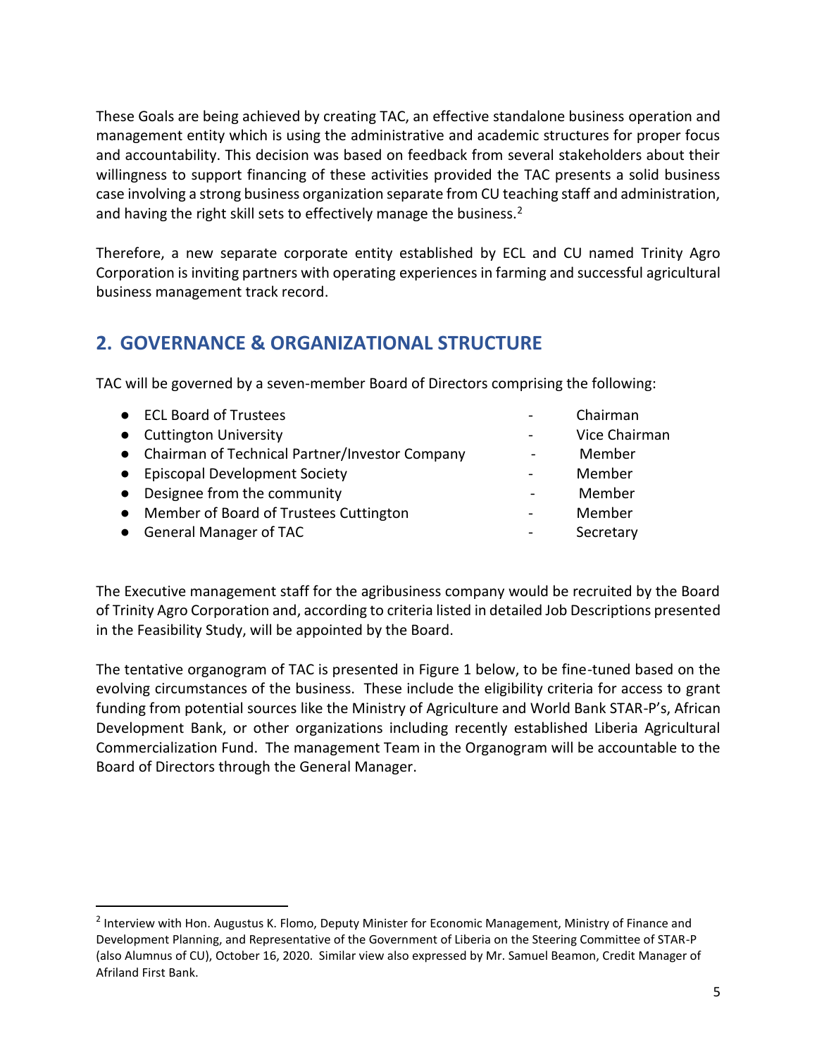These Goals are being achieved by creating TAC, an effective standalone business operation and management entity which is using the administrative and academic structures for proper focus and accountability. This decision was based on feedback from several stakeholders about their willingness to support financing of these activities provided the TAC presents a solid business case involving a strong business organization separate from CU teaching staff and administration, and having the right skill sets to effectively manage the business.[2]

Therefore, a new separate corporate entity established by ECL and CU named Trinity Agro Corporation is inviting partners with operating experiences in farming and successful agricultural business management track record.

## 2. GOVERNANCE & ORGANIZATIONAL STRUCTURE

TAC will be governed by a seven-member Board of Directors comprising the following:

- ECL Board of Trustees - Chairman
- Cuttington University - Vice Chairman
- Chairman of Technical Partner/Investor Company - Member
- Episcopal Development Society - Member
- Designee from the community - Member
- Member of Board of Trustees Cuttington - Member
- General Manager of TAC - Secretary

The Executive management staff for the agribusiness company would be recruited by the Board of Trinity Agro Corporation and, according to criteria listed in detailed Job Descriptions presented in the Feasibility Study, will be appointed by the Board.

The tentative organogram of TAC is presented in Figure 1 below, to be fine-tuned based on the evolving circumstances of the business. These include the eligibility criteria for access to grant funding from potential sources like the Ministry of Agriculture and World Bank STAR-P's, African Development Bank, or other organizations including recently established Liberia Agricultural Commercialization Fund. The management Team in the Organogram will be accountable to the Board of Directors through the General Manager.

[2] Interview with Hon. Augustus K. Flomo, Deputy Minister for Economic Management, Ministry of Finance and Development Planning, and Representative of the Government of Liberia on the Steering Committee of STAR-P (also Alumnus of CU), October 16, 2020. Similar view also expressed by Mr. Samuel Beamon, Credit Manager of Afriland First Bank.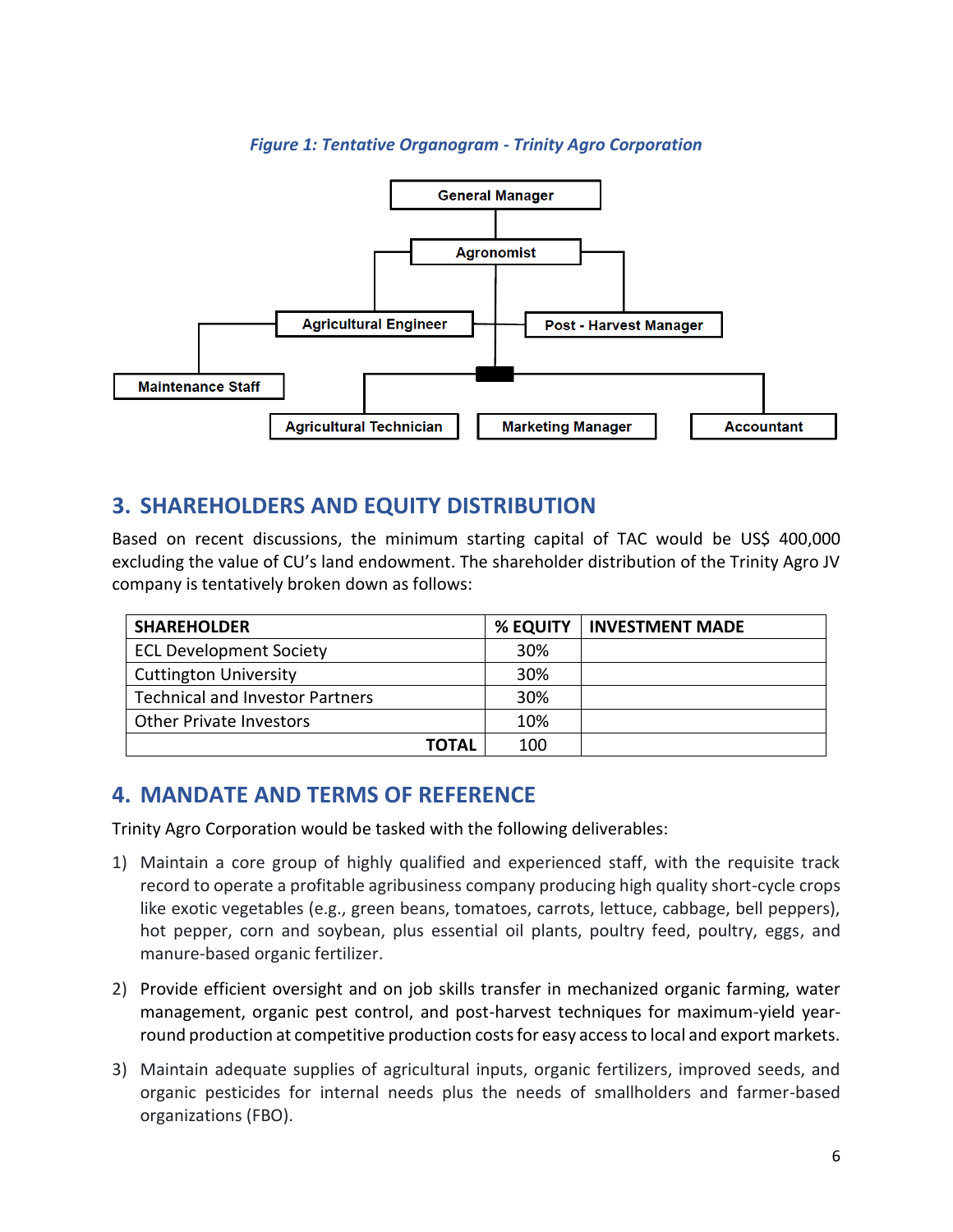*Figure 1: Tentative Organogram - Trinity Agro Corporation*

- General Manager
  - Agronomist
    - Agricultural Engineer
      - Maintenance Staff
    - Post - Harvest Manager
    - Agricultural Technician
    - Marketing Manager
    - Accountant

## 3. SHAREHOLDERS AND EQUITY DISTRIBUTION

Based on recent discussions, the minimum starting capital of TAC would be US$ 400,000 excluding the value of CU's land endowment. The shareholder distribution of the Trinity Agro JV company is tentatively broken down as follows:

| SHAREHOLDER | % EQUITY | INVESTMENT MADE |
|---|---|---|
| ECL Development Society | 30% | |
| Cuttington University | 30% | |
| Technical and Investor Partners | 30% | |
| Other Private Investors | 10% | |
| **TOTAL** | 100 | |

## 4. MANDATE AND TERMS OF REFERENCE

Trinity Agro Corporation would be tasked with the following deliverables:

1) Maintain a core group of highly qualified and experienced staff, with the requisite track record to operate a profitable agribusiness company producing high quality short-cycle crops like exotic vegetables (e.g., green beans, tomatoes, carrots, lettuce, cabbage, bell peppers), hot pepper, corn and soybean, plus essential oil plants, poultry feed, poultry, eggs, and manure-based organic fertilizer.

2) Provide efficient oversight and on job skills transfer in mechanized organic farming, water management, organic pest control, and post-harvest techniques for maximum-yield year-round production at competitive production costs for easy access to local and export markets.

3) Maintain adequate supplies of agricultural inputs, organic fertilizers, improved seeds, and organic pesticides for internal needs plus the needs of smallholders and farmer-based organizations (FBO).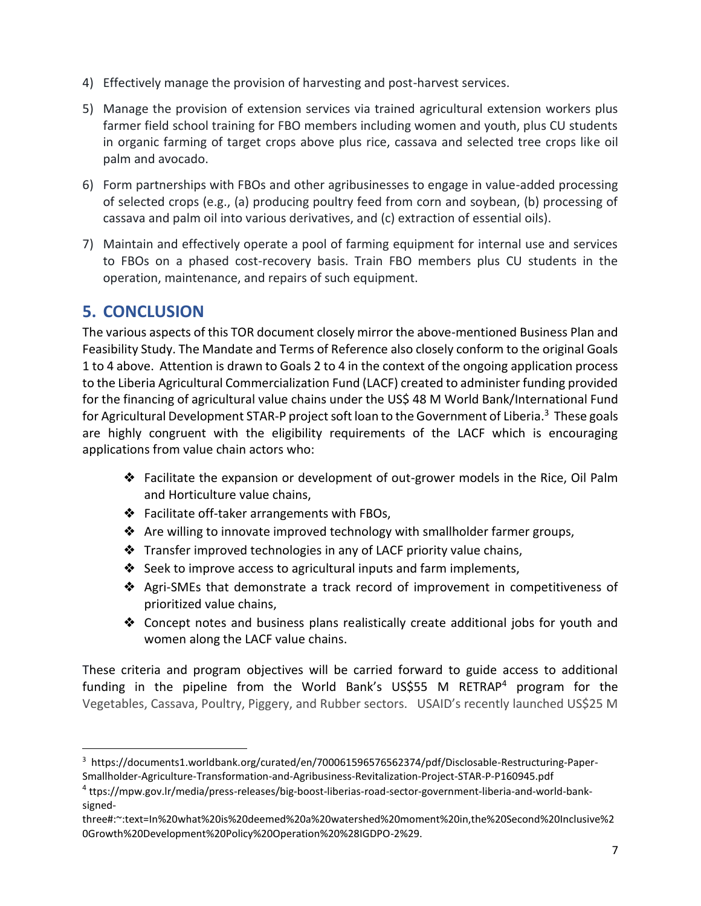4) Effectively manage the provision of harvesting and post-harvest services.

5) Manage the provision of extension services via trained agricultural extension workers plus farmer field school training for FBO members including women and youth, plus CU students in organic farming of target crops above plus rice, cassava and selected tree crops like oil palm and avocado.

6) Form partnerships with FBOs and other agribusinesses to engage in value-added processing of selected crops (e.g., (a) producing poultry feed from corn and soybean, (b) processing of cassava and palm oil into various derivatives, and (c) extraction of essential oils).

7) Maintain and effectively operate a pool of farming equipment for internal use and services to FBOs on a phased cost-recovery basis. Train FBO members plus CU students in the operation, maintenance, and repairs of such equipment.

## 5. CONCLUSION

The various aspects of this TOR document closely mirror the above-mentioned Business Plan and Feasibility Study. The Mandate and Terms of Reference also closely conform to the original Goals 1 to 4 above. Attention is drawn to Goals 2 to 4 in the context of the ongoing application process to the Liberia Agricultural Commercialization Fund (LACF) created to administer funding provided for the financing of agricultural value chains under the US$ 48 M World Bank/International Fund for Agricultural Development STAR-P project soft loan to the Government of Liberia.[3] These goals are highly congruent with the eligibility requirements of the LACF which is encouraging applications from value chain actors who:

- ❖ Facilitate the expansion or development of out-grower models in the Rice, Oil Palm and Horticulture value chains,
- ❖ Facilitate off-taker arrangements with FBOs,
- ❖ Are willing to innovate improved technology with smallholder farmer groups,
- ❖ Transfer improved technologies in any of LACF priority value chains,
- ❖ Seek to improve access to agricultural inputs and farm implements,
- ❖ Agri-SMEs that demonstrate a track record of improvement in competitiveness of prioritized value chains,
- ❖ Concept notes and business plans realistically create additional jobs for youth and women along the LACF value chains.

These criteria and program objectives will be carried forward to guide access to additional funding in the pipeline from the World Bank's US$55 M RETRAP[4] program for the Vegetables, Cassava, Poultry, Piggery, and Rubber sectors. USAID's recently launched US$25 M

---

[3] https://documents1.worldbank.org/curated/en/700061596576562374/pdf/Disclosable-Restructuring-Paper-Smallholder-Agriculture-Transformation-and-Agribusiness-Revitalization-Project-STAR-P-P160945.pdf

[4] ttps://mpw.gov.lr/media/press-releases/big-boost-liberias-road-sector-government-liberia-and-world-bank-signed-three#:~:text=In%20what%20is%20deemed%20a%20watershed%20moment%20in,the%20Second%20Inclusive%20Growth%20Development%20Policy%20Operation%20%28IGDPO-2%29.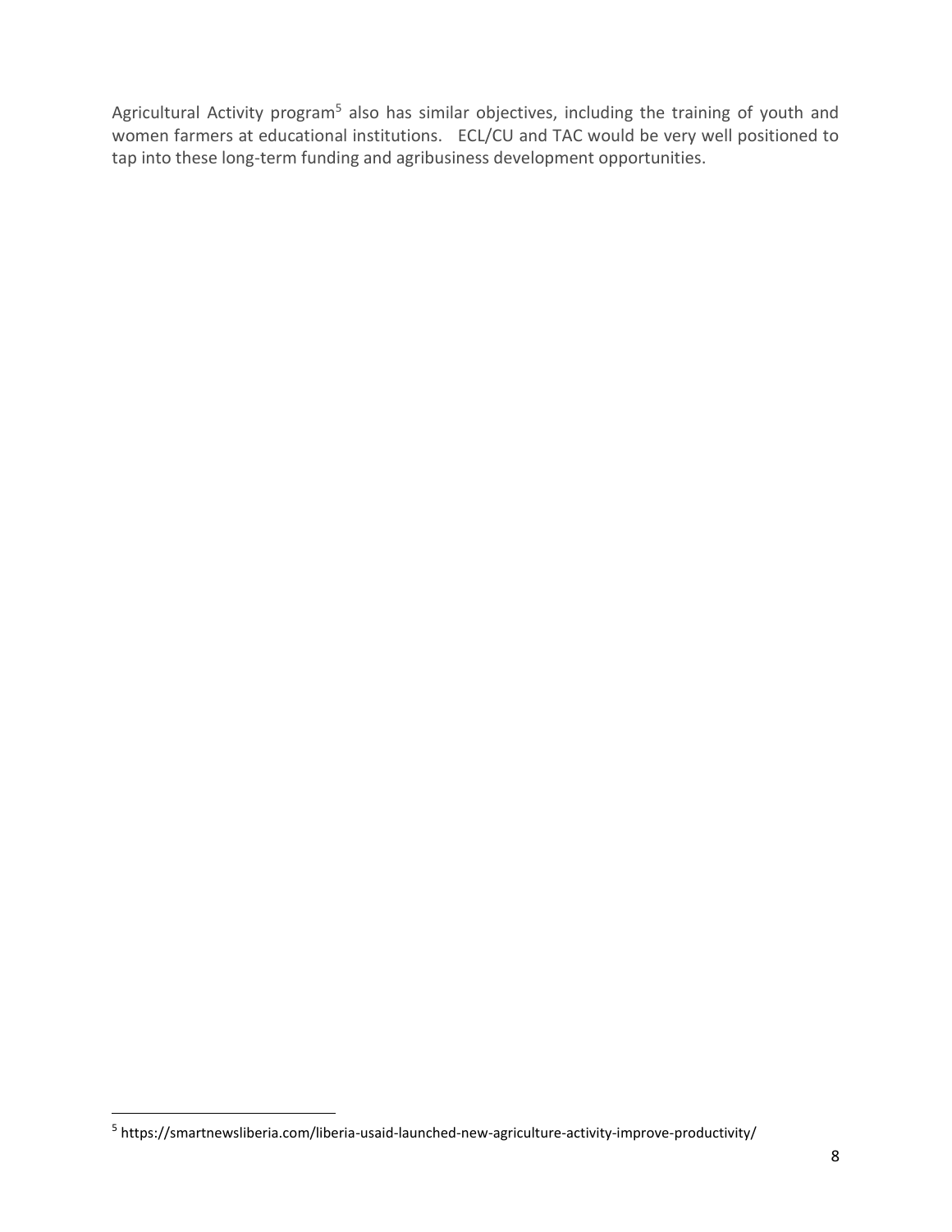Agricultural Activity program[5] also has similar objectives, including the training of youth and women farmers at educational institutions. ECL/CU and TAC would be very well positioned to tap into these long-term funding and agribusiness development opportunities.

[5] https://smartnewsliberia.com/liberia-usaid-launched-new-agriculture-activity-improve-productivity/